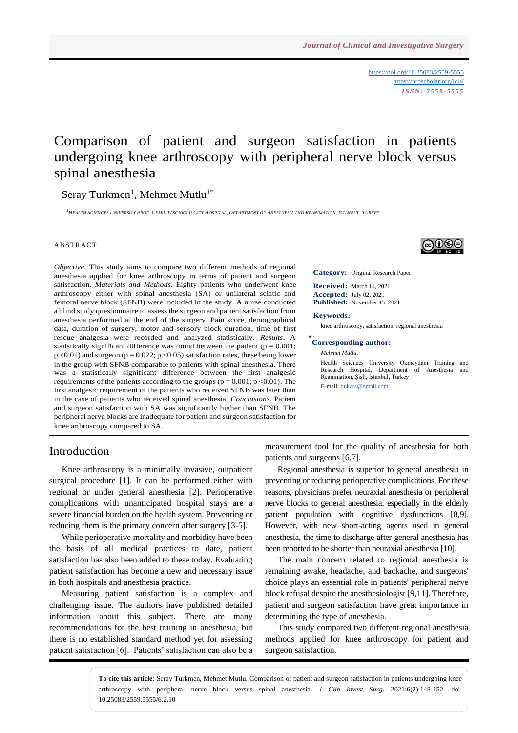https://doi.org/10.25083/2559-5555
https://proscholar.org/jcis/
*ISSN: 2559-5555*

# Comparison of patient and surgeon satisfaction in patients undergoing knee arthroscopy with peripheral nerve block versus spinal anesthesia

Seray Turkmen[1], Mehmet Mutlu[1*]

[1]HEALTH SCIENCES UNIVERSITY PROF. CEMIL TASCIOGLU CITY HOSPITAL, DEPARTMENT OF ANESTHESIA AND REANIMATION, ISTANBUL, TURKEY

## ABSTRACT

*Objective*. This study aims to compare two different methods of regional anesthesia applied for knee arthroscopy in terms of patient and surgeon satisfaction. *Materials and Methods*. Eighty patients who underwent knee arthroscopy either with spinal anesthesia (SA) or unilateral sciatic and femoral nerve block (SFNB) were included in the study. A nurse conducted a blind study questionnaire to assess the surgeon and patient satisfaction from anesthesia performed at the end of the surgery. Pain score, demographical data, duration of surgery, motor and sensory block duration, time of first rescue analgesia were recorded and analyzed statistically. *Results*. A statistically significant difference was found between the patient ($p = 0.001$; $p < 0.01$) and surgeon ($p = 0.022$; $p < 0.05$) satisfaction rates, these being lower in the group with SFNB comparable to patients with spinal anesthesia. There was a statistically significant difference between the first analgesic requirements of the patients according to the groups ($p = 0.001$; $p < 0.01$). The first analgesic requirement of the patients who received SFNB was later than in the case of patients who received spinal anesthesia. *Conclusions*. Patient and surgeon satisfaction with SA was significantly higher than SFNB. The peripheral nerve blocks are inadequate for patient and surgeon satisfaction for knee arthroscopy compared to SA.

**Category:** Original Research Paper

**Received:** March 14, 2021
**Accepted:** July 02, 2021
**Published:** November 15, 2021

**Keywords:**
knee arthroscopy, satisfaction, regional anesthesia

**\*Corresponding author:**
*Mehmet Mutlu,*
Health Sciences University Okmeydanı Training and Research Hospital, Department of Anesthesia and Reanimation, Şişli, İstanbul, Turkey
E-mail: bukars@gmail.com

## Introduction

Knee arthroscopy is a minimally invasive, outpatient surgical procedure [1]. It can be performed either with regional or under general anesthesia [2]. Perioperative complications with unanticipated hospital stays are a severe financial burden on the health system. Preventing or reducing them is the primary concern after surgery [3-5].

While perioperative mortality and morbidity have been the basis of all medical practices to date, patient satisfaction has also been added to these today. Evaluating patient satisfaction has become a new and necessary issue in both hospitals and anesthesia practice.

Measuring patient satisfaction is a complex and challenging issue. The authors have published detailed information about this subject. There are many recommendations for the best training in anesthesia, but there is no established standard method yet for assessing patient satisfaction [6]. Patients' satisfaction can also be a measurement tool for the quality of anesthesia for both patients and surgeons [6,7].

Regional anesthesia is superior to general anesthesia in preventing or reducing perioperative complications. For these reasons, physicians prefer neuraxial anesthesia or peripheral nerve blocks to general anesthesia, especially in the elderly patient population with cognitive dysfunctions [8,9]. However, with new short-acting agents used in general anesthesia, the time to discharge after general anesthesia has been reported to be shorter than neuraxial anesthesia [10].

The main concern related to regional anesthesia is remaining awake, headache, and backache, and surgeons' choice plays an essential role in patients' peripheral nerve block refusal despite the anesthesiologist [9,11]. Therefore, patient and surgeon satisfaction have great importance in determining the type of anesthesia.

This study compared two different regional anesthesia methods applied for knee arthroscopy for patient and surgeon satisfaction.

**To cite this article**: Seray Turkmen, Mehmet Mutlu. Comparison of patient and surgeon satisfaction in patients undergoing knee arthroscopy with peripheral nerve block versus spinal anesthesia. *J Clin Invest Surg*. 2021;6(2):148-152. doi: 10.25083/2559.5555/6.2.10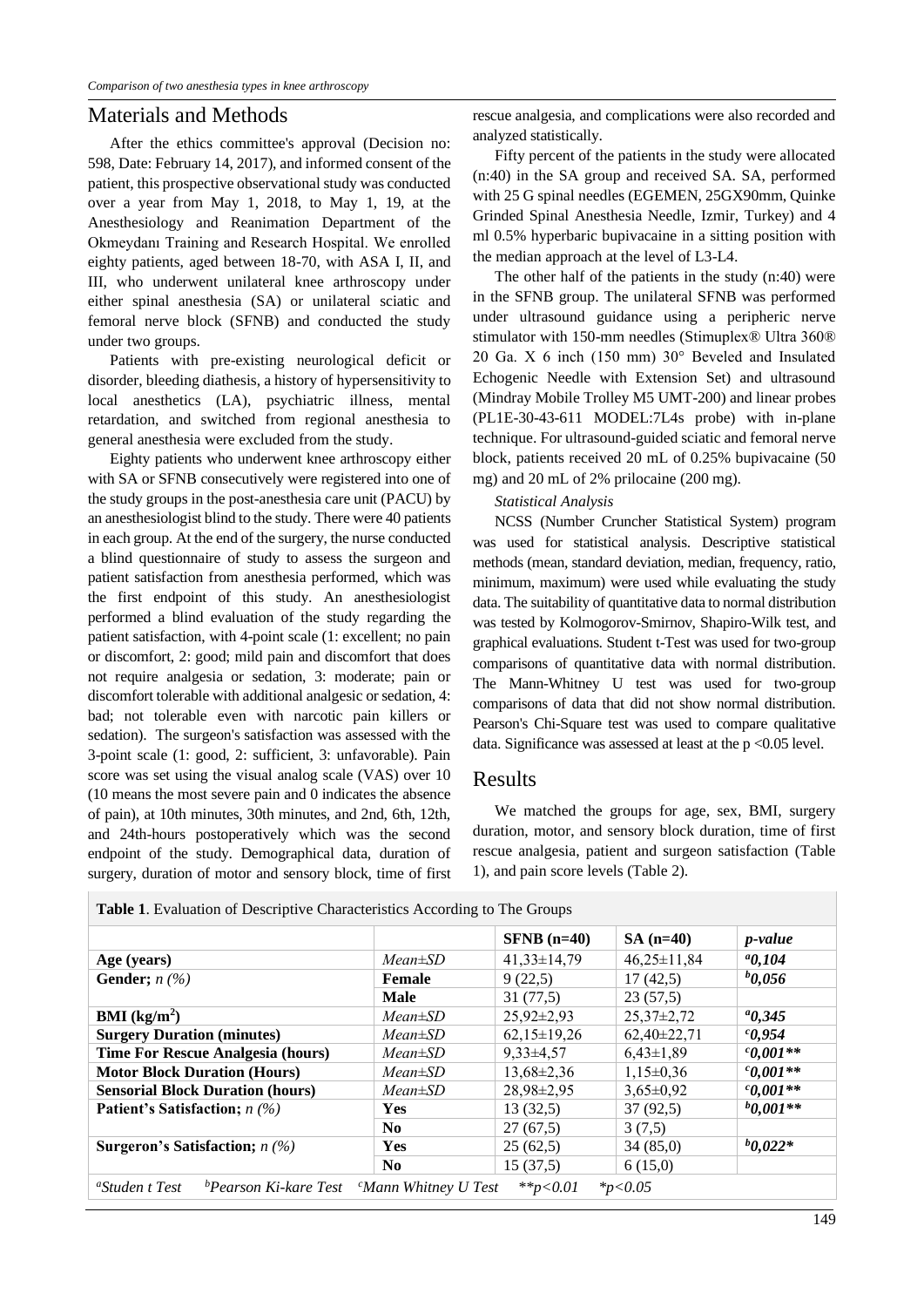## Materials and Methods

After the ethics committee's approval (Decision no: 598, Date: February 14, 2017), and informed consent of the patient, this prospective observational study was conducted over a year from May 1, 2018, to May 1, 19, at the Anesthesiology and Reanimation Department of the Okmeydanı Training and Research Hospital. We enrolled eighty patients, aged between 18-70, with ASA I, II, and III, who underwent unilateral knee arthroscopy under either spinal anesthesia (SA) or unilateral sciatic and femoral nerve block (SFNB) and conducted the study under two groups.

Patients with pre-existing neurological deficit or disorder, bleeding diathesis, a history of hypersensitivity to local anesthetics (LA), psychiatric illness, mental retardation, and switched from regional anesthesia to general anesthesia were excluded from the study.

Eighty patients who underwent knee arthroscopy either with SA or SFNB consecutively were registered into one of the study groups in the post-anesthesia care unit (PACU) by an anesthesiologist blind to the study. There were 40 patients in each group. At the end of the surgery, the nurse conducted a blind questionnaire of study to assess the surgeon and patient satisfaction from anesthesia performed, which was the first endpoint of this study. An anesthesiologist performed a blind evaluation of the study regarding the patient satisfaction, with 4-point scale (1: excellent; no pain or discomfort, 2: good; mild pain and discomfort that does not require analgesia or sedation, 3: moderate; pain or discomfort tolerable with additional analgesic or sedation, 4: bad; not tolerable even with narcotic pain killers or sedation). The surgeon's satisfaction was assessed with the 3-point scale (1: good, 2: sufficient, 3: unfavorable). Pain score was set using the visual analog scale (VAS) over 10 (10 means the most severe pain and 0 indicates the absence of pain), at 10th minutes, 30th minutes, and 2nd, 6th, 12th, and 24th-hours postoperatively which was the second endpoint of the study. Demographical data, duration of surgery, duration of motor and sensory block, time of first rescue analgesia, and complications were also recorded and analyzed statistically.

Fifty percent of the patients in the study were allocated (n:40) in the SA group and received SA. SA, performed with 25 G spinal needles (EGEMEN, 25GX90mm, Quinke Grinded Spinal Anesthesia Needle, Izmir, Turkey) and 4 ml 0.5% hyperbaric bupivacaine in a sitting position with the median approach at the level of L3-L4.

The other half of the patients in the study (n:40) were in the SFNB group. The unilateral SFNB was performed under ultrasound guidance using a peripheric nerve stimulator with 150-mm needles (Stimuplex® Ultra 360® 20 Ga. X 6 inch (150 mm) 30° Beveled and Insulated Echogenic Needle with Extension Set) and ultrasound (Mindray Mobile Trolley M5 UMT-200) and linear probes (PL1E-30-43-611 MODEL:7L4s probe) with in-plane technique. For ultrasound-guided sciatic and femoral nerve block, patients received 20 mL of 0.25% bupivacaine (50 mg) and 20 mL of 2% prilocaine (200 mg).

*Statistical Analysis*

NCSS (Number Cruncher Statistical System) program was used for statistical analysis. Descriptive statistical methods (mean, standard deviation, median, frequency, ratio, minimum, maximum) were used while evaluating the study data. The suitability of quantitative data to normal distribution was tested by Kolmogorov-Smirnov, Shapiro-Wilk test, and graphical evaluations. Student t-Test was used for two-group comparisons of quantitative data with normal distribution. The Mann-Whitney U test was used for two-group comparisons of data that did not show normal distribution. Pearson's Chi-Square test was used to compare qualitative data. Significance was assessed at least at the p <0.05 level.

## Results

We matched the groups for age, sex, BMI, surgery duration, motor, and sensory block duration, time of first rescue analgesia, patient and surgeon satisfaction (Table 1), and pain score levels (Table 2).

**Table 1**. Evaluation of Descriptive Characteristics According to The Groups

| | | **SFNB (n=40)** | **SA (n=40)** | ***p-value*** |
|---|---|---|---|---|
| **Age (years)** | *Mean±SD* | 41,33±14,79 | 46,25±11,84 | ***[a]0,104*** |
| **Gender;** *n (%)* | **Female** | 9 (22,5) | 17 (42,5) | ***[b]0,056*** |
| | **Male** | 31 (77,5) | 23 (57,5) | |
| **BMI (kg/m²)** | *Mean±SD* | 25,92±2,93 | 25,37±2,72 | ***[a]0,345*** |
| **Surgery Duration (minutes)** | *Mean±SD* | 62,15±19,26 | 62,40±22,71 | ***[c]0,954*** |
| **Time For Rescue Analgesia (hours)** | *Mean±SD* | 9,33±4,57 | 6,43±1,89 | ***[c]0,001\*\**** |
| **Motor Block Duration (Hours)** | *Mean±SD* | 13,68±2,36 | 1,15±0,36 | ***[c]0,001\*\**** |
| **Sensorial Block Duration (hours)** | *Mean±SD* | 28,98±2,95 | 3,65±0,92 | ***[c]0,001\*\**** |
| **Patient's Satisfaction;** *n (%)* | **Yes** | 13 (32,5) | 37 (92,5) | ***[b]0,001\*\**** |
| | **No** | 27 (67,5) | 3 (7,5) | |
| **Surgeron's Satisfaction;** *n (%)* | **Yes** | 25 (62,5) | 34 (85,0) | ***[b]0,022\**** |
| | **No** | 15 (37,5) | 6 (15,0) | |

*[a]Studen t Test* *[b]Pearson Ki-kare Test* *[c]Mann Whitney U Test* *$**p<0.01$* *$*p<0.05$*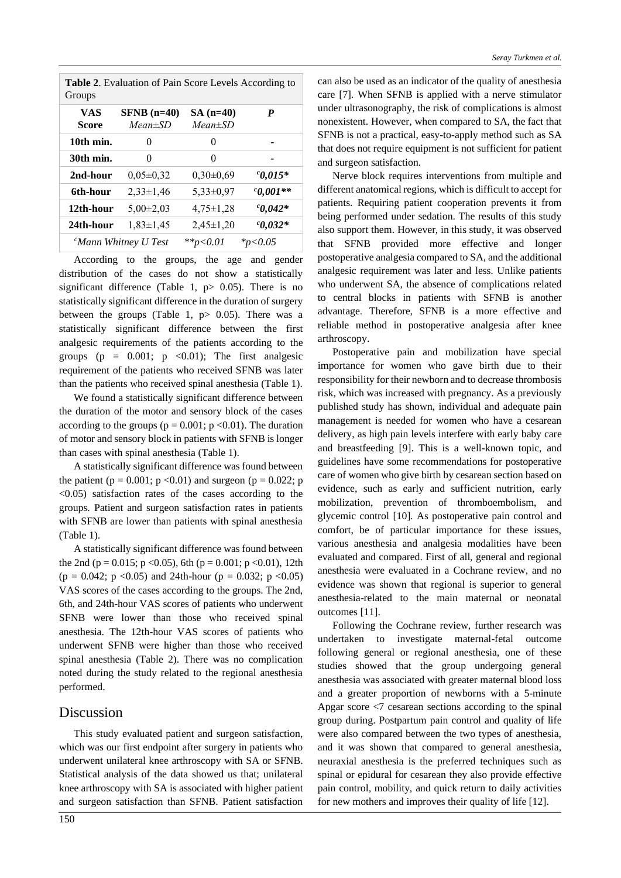**Table 2**. Evaluation of Pain Score Levels According to Groups

| VAS Score | SFNB (n=40) *Mean±SD* | SA (n=40) *Mean±SD* | *P* |
|---|---|---|---|
| **10th min.** | 0 | 0 | - |
| **30th min.** | 0 | 0 | - |
| **2nd-hour** | 0,05±0,32 | 0,30±0,69 | *[c]0,015** |
| **6th-hour** | 2,33±1,46 | 5,33±0,97 | *[c]0,001*** |
| **12th-hour** | 5,00±2,03 | 4,75±1,28 | *[c]0,042** |
| **24th-hour** | 1,83±1,45 | 2,45±1,20 | *[c]0,032** |

*[c]Mann Whitney U Test* **$p<0.01$ *$p<0.05$

According to the groups, the age and gender distribution of the cases do not show a statistically significant difference (Table 1, $p> 0.05$). There is no statistically significant difference in the duration of surgery between the groups (Table 1, $p> 0.05$). There was a statistically significant difference between the first analgesic requirements of the patients according to the groups ($p = 0.001$; $p <0.01$); The first analgesic requirement of the patients who received SFNB was later than the patients who received spinal anesthesia (Table 1).

We found a statistically significant difference between the duration of the motor and sensory block of the cases according to the groups ($p = 0.001$; $p <0.01$). The duration of motor and sensory block in patients with SFNB is longer than cases with spinal anesthesia (Table 1).

A statistically significant difference was found between the patient ($p = 0.001$; $p <0.01$) and surgeon ($p = 0.022$; $p <0.05$) satisfaction rates of the cases according to the groups. Patient and surgeon satisfaction rates in patients with SFNB are lower than patients with spinal anesthesia (Table 1).

A statistically significant difference was found between the 2nd ($p = 0.015$; $p <0.05$), 6th ($p = 0.001$; $p <0.01$), 12th ($p = 0.042$; $p <0.05$) and 24th-hour ($p = 0.032$; $p <0.05$) VAS scores of the cases according to the groups. The 2nd, 6th, and 24th-hour VAS scores of patients who underwent SFNB were lower than those who received spinal anesthesia. The 12th-hour VAS scores of patients who underwent SFNB were higher than those who received spinal anesthesia (Table 2). There was no complication noted during the study related to the regional anesthesia performed.

## Discussion

This study evaluated patient and surgeon satisfaction, which was our first endpoint after surgery in patients who underwent unilateral knee arthroscopy with SA or SFNB. Statistical analysis of the data showed us that; unilateral knee arthroscopy with SA is associated with higher patient and surgeon satisfaction than SFNB. Patient satisfaction can also be used as an indicator of the quality of anesthesia care [7]. When SFNB is applied with a nerve stimulator under ultrasonography, the risk of complications is almost nonexistent. However, when compared to SA, the fact that SFNB is not a practical, easy-to-apply method such as SA that does not require equipment is not sufficient for patient and surgeon satisfaction.

Nerve block requires interventions from multiple and different anatomical regions, which is difficult to accept for patients. Requiring patient cooperation prevents it from being performed under sedation. The results of this study also support them. However, in this study, it was observed that SFNB provided more effective and longer postoperative analgesia compared to SA, and the additional analgesic requirement was later and less. Unlike patients who underwent SA, the absence of complications related to central blocks in patients with SFNB is another advantage. Therefore, SFNB is a more effective and reliable method in postoperative analgesia after knee arthroscopy.

Postoperative pain and mobilization have special importance for women who gave birth due to their responsibility for their newborn and to decrease thrombosis risk, which was increased with pregnancy. As a previously published study has shown, individual and adequate pain management is needed for women who have a cesarean delivery, as high pain levels interfere with early baby care and breastfeeding [9]. This is a well-known topic, and guidelines have some recommendations for postoperative care of women who give birth by cesarean section based on evidence, such as early and sufficient nutrition, early mobilization, prevention of thromboembolism, and glycemic control [10]. As postoperative pain control and comfort, be of particular importance for these issues, various anesthesia and analgesia modalities have been evaluated and compared. First of all, general and regional anesthesia were evaluated in a Cochrane review, and no evidence was shown that regional is superior to general anesthesia-related to the main maternal or neonatal outcomes [11].

Following the Cochrane review, further research was undertaken to investigate maternal-fetal outcome following general or regional anesthesia, one of these studies showed that the group undergoing general anesthesia was associated with greater maternal blood loss and a greater proportion of newborns with a 5-minute Apgar score <7 cesarean sections according to the spinal group during. Postpartum pain control and quality of life were also compared between the two types of anesthesia, and it was shown that compared to general anesthesia, neuraxial anesthesia is the preferred techniques such as spinal or epidural for cesarean they also provide effective pain control, mobility, and quick return to daily activities for new mothers and improves their quality of life [12].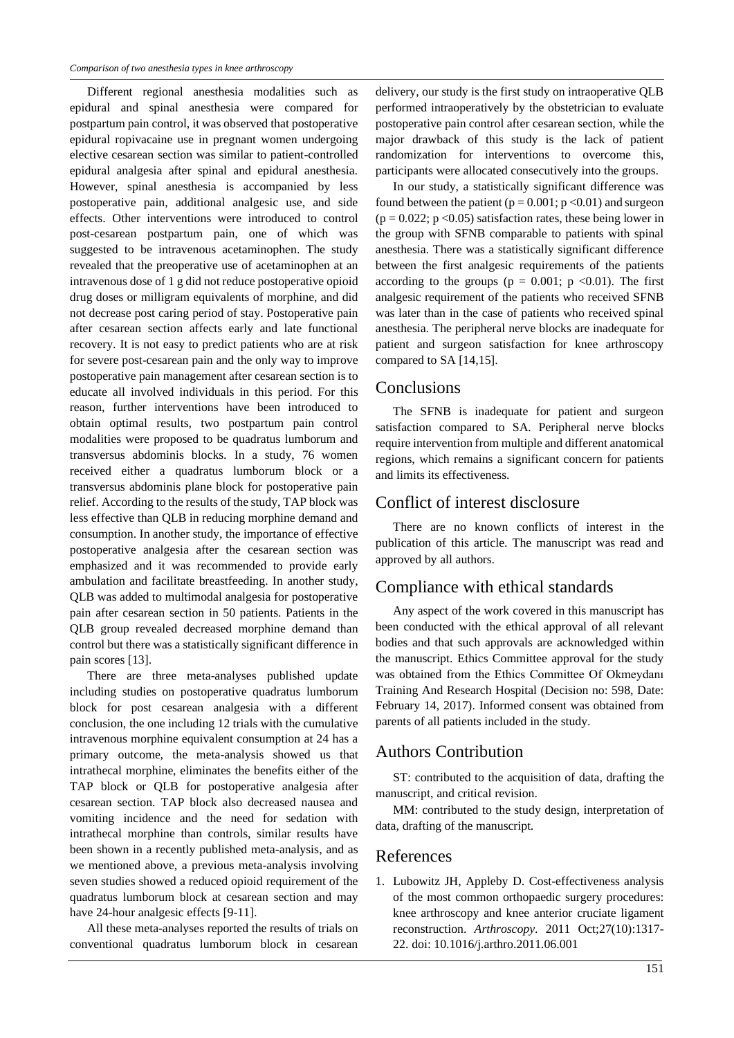Different regional anesthesia modalities such as epidural and spinal anesthesia were compared for postpartum pain control, it was observed that postoperative epidural ropivacaine use in pregnant women undergoing elective cesarean section was similar to patient-controlled epidural analgesia after spinal and epidural anesthesia. However, spinal anesthesia is accompanied by less postoperative pain, additional analgesic use, and side effects. Other interventions were introduced to control post-cesarean postpartum pain, one of which was suggested to be intravenous acetaminophen. The study revealed that the preoperative use of acetaminophen at an intravenous dose of 1 g did not reduce postoperative opioid drug doses or milligram equivalents of morphine, and did not decrease post caring period of stay. Postoperative pain after cesarean section affects early and late functional recovery. It is not easy to predict patients who are at risk for severe post-cesarean pain and the only way to improve postoperative pain management after cesarean section is to educate all involved individuals in this period. For this reason, further interventions have been introduced to obtain optimal results, two postpartum pain control modalities were proposed to be quadratus lumborum and transversus abdominis blocks. In a study, 76 women received either a quadratus lumborum block or a transversus abdominis plane block for postoperative pain relief. According to the results of the study, TAP block was less effective than QLB in reducing morphine demand and consumption. In another study, the importance of effective postoperative analgesia after the cesarean section was emphasized and it was recommended to provide early ambulation and facilitate breastfeeding. In another study, QLB was added to multimodal analgesia for postoperative pain after cesarean section in 50 patients. Patients in the QLB group revealed decreased morphine demand than control but there was a statistically significant difference in pain scores [13].

There are three meta-analyses published update including studies on postoperative quadratus lumborum block for post cesarean analgesia with a different conclusion, the one including 12 trials with the cumulative intravenous morphine equivalent consumption at 24 has a primary outcome, the meta-analysis showed us that intrathecal morphine, eliminates the benefits either of the TAP block or QLB for postoperative analgesia after cesarean section. TAP block also decreased nausea and vomiting incidence and the need for sedation with intrathecal morphine than controls, similar results have been shown in a recently published meta-analysis, and as we mentioned above, a previous meta-analysis involving seven studies showed a reduced opioid requirement of the quadratus lumborum block at cesarean section and may have 24-hour analgesic effects [9-11].

All these meta-analyses reported the results of trials on conventional quadratus lumborum block in cesarean delivery, our study is the first study on intraoperative QLB performed intraoperatively by the obstetrician to evaluate postoperative pain control after cesarean section, while the major drawback of this study is the lack of patient randomization for interventions to overcome this, participants were allocated consecutively into the groups.

In our study, a statistically significant difference was found between the patient ($p = 0.001$; $p < 0.01$) and surgeon ($p = 0.022$; $p < 0.05$) satisfaction rates, these being lower in the group with SFNB comparable to patients with spinal anesthesia. There was a statistically significant difference between the first analgesic requirements of the patients according to the groups ($p = 0.001$; $p < 0.01$). The first analgesic requirement of the patients who received SFNB was later than in the case of patients who received spinal anesthesia. The peripheral nerve blocks are inadequate for patient and surgeon satisfaction for knee arthroscopy compared to SA [14,15].

## Conclusions

The SFNB is inadequate for patient and surgeon satisfaction compared to SA. Peripheral nerve blocks require intervention from multiple and different anatomical regions, which remains a significant concern for patients and limits its effectiveness.

## Conflict of interest disclosure

There are no known conflicts of interest in the publication of this article. The manuscript was read and approved by all authors.

## Compliance with ethical standards

Any aspect of the work covered in this manuscript has been conducted with the ethical approval of all relevant bodies and that such approvals are acknowledged within the manuscript. Ethics Committee approval for the study was obtained from the Ethics Committee Of Okmeydanı Training And Research Hospital (Decision no: 598, Date: February 14, 2017). Informed consent was obtained from parents of all patients included in the study.

## Authors Contribution

ST: contributed to the acquisition of data, drafting the manuscript, and critical revision.

MM: contributed to the study design, interpretation of data, drafting of the manuscript.

## References

1. Lubowitz JH, Appleby D. Cost-effectiveness analysis of the most common orthopaedic surgery procedures: knee arthroscopy and knee anterior cruciate ligament reconstruction. *Arthroscopy*. 2011 Oct;27(10):1317-22. doi: 10.1016/j.arthro.2011.06.001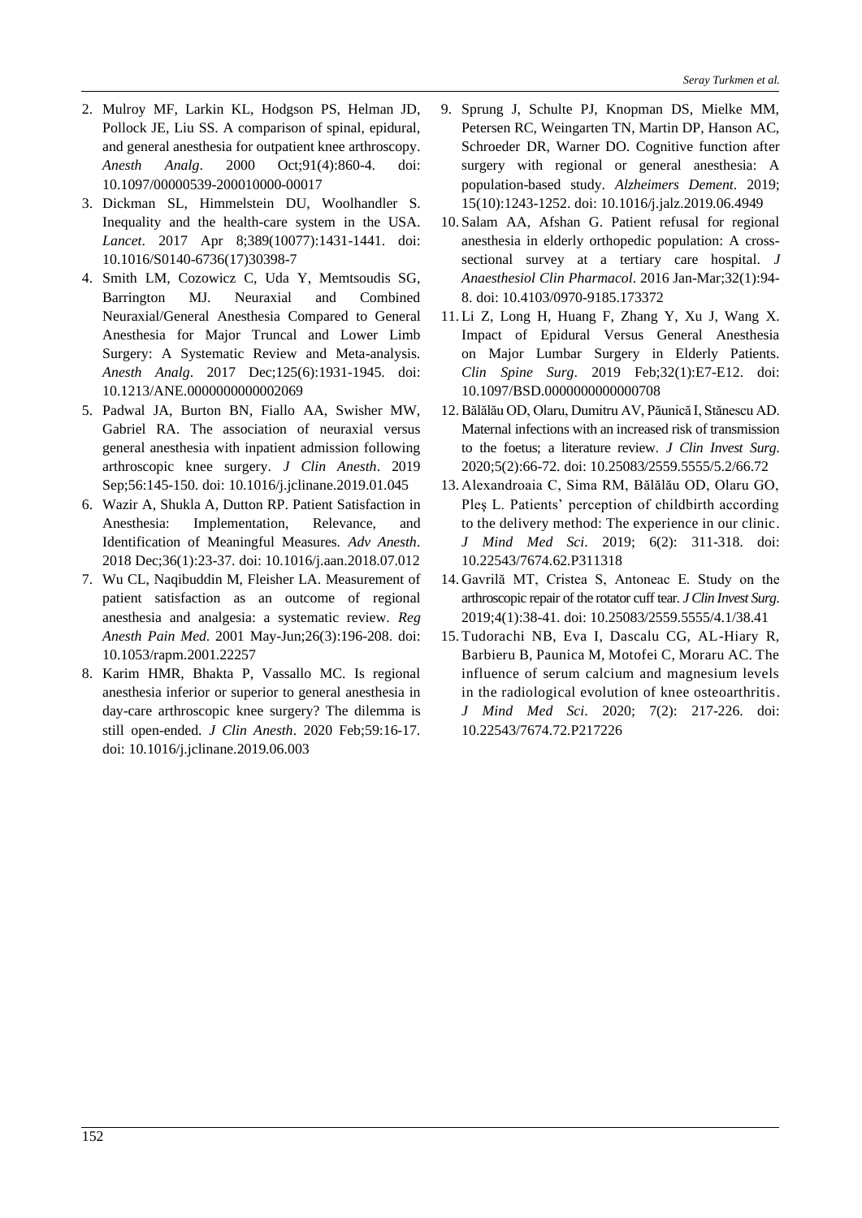2. Mulroy MF, Larkin KL, Hodgson PS, Helman JD, Pollock JE, Liu SS. A comparison of spinal, epidural, and general anesthesia for outpatient knee arthroscopy. *Anesth Analg*. 2000 Oct;91(4):860-4. doi: 10.1097/00000539-200010000-00017
3. Dickman SL, Himmelstein DU, Woolhandler S. Inequality and the health-care system in the USA. *Lancet*. 2017 Apr 8;389(10077):1431-1441. doi: 10.1016/S0140-6736(17)30398-7
4. Smith LM, Cozowicz C, Uda Y, Memtsoudis SG, Barrington MJ. Neuraxial and Combined Neuraxial/General Anesthesia Compared to General Anesthesia for Major Truncal and Lower Limb Surgery: A Systematic Review and Meta-analysis. *Anesth Analg*. 2017 Dec;125(6):1931-1945. doi: 10.1213/ANE.0000000000002069
5. Padwal JA, Burton BN, Fiallo AA, Swisher MW, Gabriel RA. The association of neuraxial versus general anesthesia with inpatient admission following arthroscopic knee surgery. *J Clin Anesth*. 2019 Sep;56:145-150. doi: 10.1016/j.jclinane.2019.01.045
6. Wazir A, Shukla A, Dutton RP. Patient Satisfaction in Anesthesia: Implementation, Relevance, and Identification of Meaningful Measures. *Adv Anesth*. 2018 Dec;36(1):23-37. doi: 10.1016/j.aan.2018.07.012
7. Wu CL, Naqibuddin M, Fleisher LA. Measurement of patient satisfaction as an outcome of regional anesthesia and analgesia: a systematic review. *Reg Anesth Pain Med*. 2001 May-Jun;26(3):196-208. doi: 10.1053/rapm.2001.22257
8. Karim HMR, Bhakta P, Vassallo MC. Is regional anesthesia inferior or superior to general anesthesia in day-care arthroscopic knee surgery? The dilemma is still open-ended. *J Clin Anesth*. 2020 Feb;59:16-17. doi: 10.1016/j.jclinane.2019.06.003
9. Sprung J, Schulte PJ, Knopman DS, Mielke MM, Petersen RC, Weingarten TN, Martin DP, Hanson AC, Schroeder DR, Warner DO. Cognitive function after surgery with regional or general anesthesia: A population-based study. *Alzheimers Dement*. 2019; 15(10):1243-1252. doi: 10.1016/j.jalz.2019.06.4949
10. Salam AA, Afshan G. Patient refusal for regional anesthesia in elderly orthopedic population: A cross-sectional survey at a tertiary care hospital. *J Anaesthesiol Clin Pharmacol*. 2016 Jan-Mar;32(1):94-8. doi: 10.4103/0970-9185.173372
11. Li Z, Long H, Huang F, Zhang Y, Xu J, Wang X. Impact of Epidural Versus General Anesthesia on Major Lumbar Surgery in Elderly Patients. *Clin Spine Surg*. 2019 Feb;32(1):E7-E12. doi: 10.1097/BSD.0000000000000708
12. Bălălău OD, Olaru, Dumitru AV, Păunică I, Stănescu AD. Maternal infections with an increased risk of transmission to the foetus; a literature review. *J Clin Invest Surg*. 2020;5(2):66-72. doi: 10.25083/2559.5555/5.2/66.72
13. Alexandroaia C, Sima RM, Bălălău OD, Olaru GO, Pleş L. Patients' perception of childbirth according to the delivery method: The experience in our clinic. *J Mind Med Sci*. 2019; 6(2): 311-318. doi: 10.22543/7674.62.P311318
14. Gavrilă MT, Cristea S, Antoneac E. Study on the arthroscopic repair of the rotator cuff tear. *J Clin Invest Surg*. 2019;4(1):38-41. doi: 10.25083/2559.5555/4.1/38.41
15. Tudorachi NB, Eva I, Dascalu CG, AL-Hiary R, Barbieru B, Paunica M, Motofei C, Moraru AC. The influence of serum calcium and magnesium levels in the radiological evolution of knee osteoarthritis. *J Mind Med Sci*. 2020; 7(2): 217-226. doi: 10.22543/7674.72.P217226